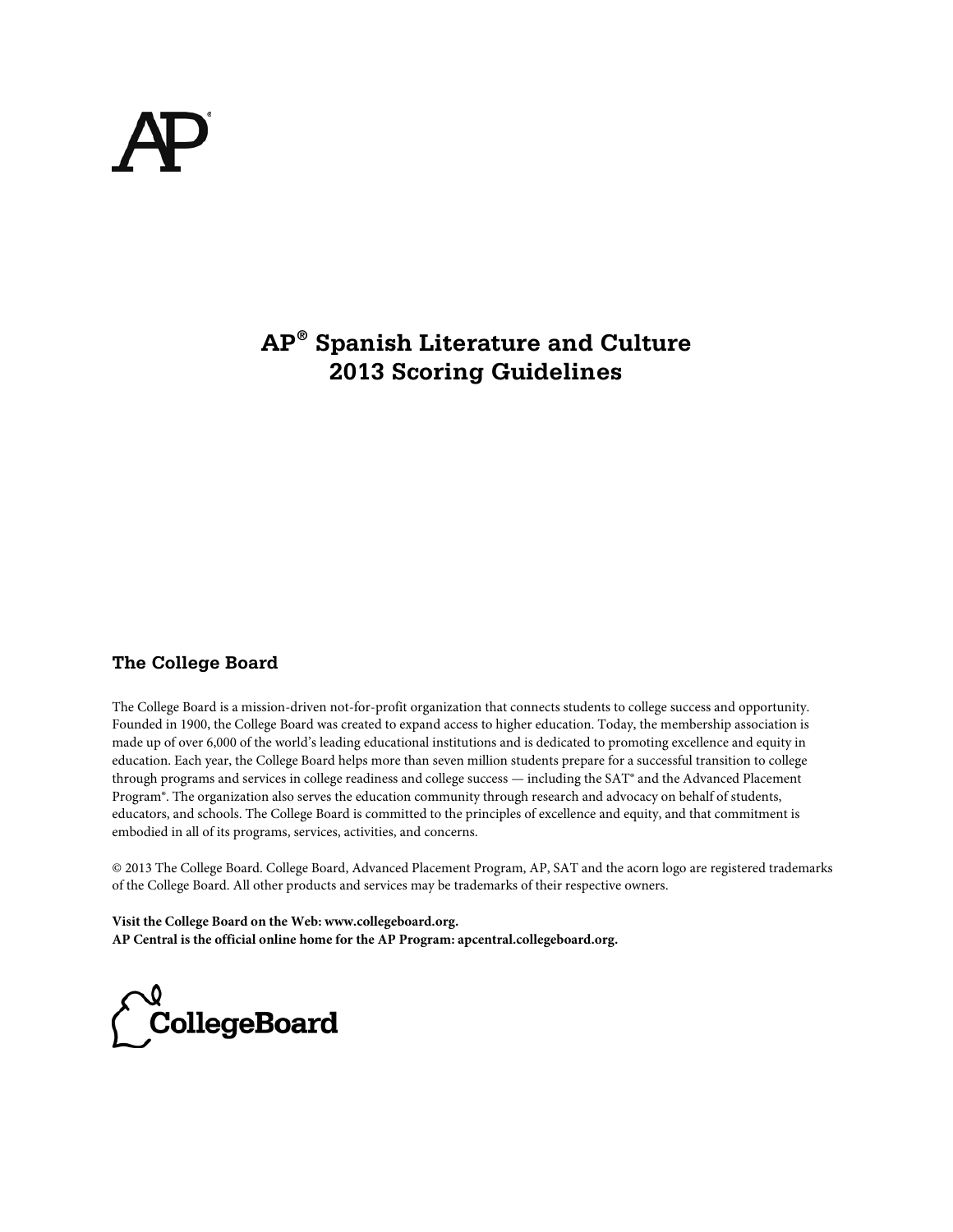# AP® Spanish Literature and Culture 2013 Scoring Guidelines

## The College Board

The College Board is a mission-driven not-for-profit organization that connects students to college success and opportunity. Founded in 1900, the College Board was created to expand access to higher education. Today, the membership association is made up of over 6,000 of the world's leading educational institutions and is dedicated to promoting excellence and equity in education. Each year, the College Board helps more than seven million students prepare for a successful transition to college through programs and services in college readiness and college success — including the SAT® and the Advanced Placement Program®. The organization also serves the education community through research and advocacy on behalf of students, educators, and schools. The College Board is committed to the principles of excellence and equity, and that commitment is embodied in all of its programs, services, activities, and concerns.

© 2013 The College Board. College Board, Advanced Placement Program, AP, SAT and the acorn logo are registered trademarks of the College Board. All other products and services may be trademarks of their respective owners.

**Visit the College Board on the Web: www.collegeboard.org.**
**AP Central is the official online home for the AP Program: apcentral.collegeboard.org.**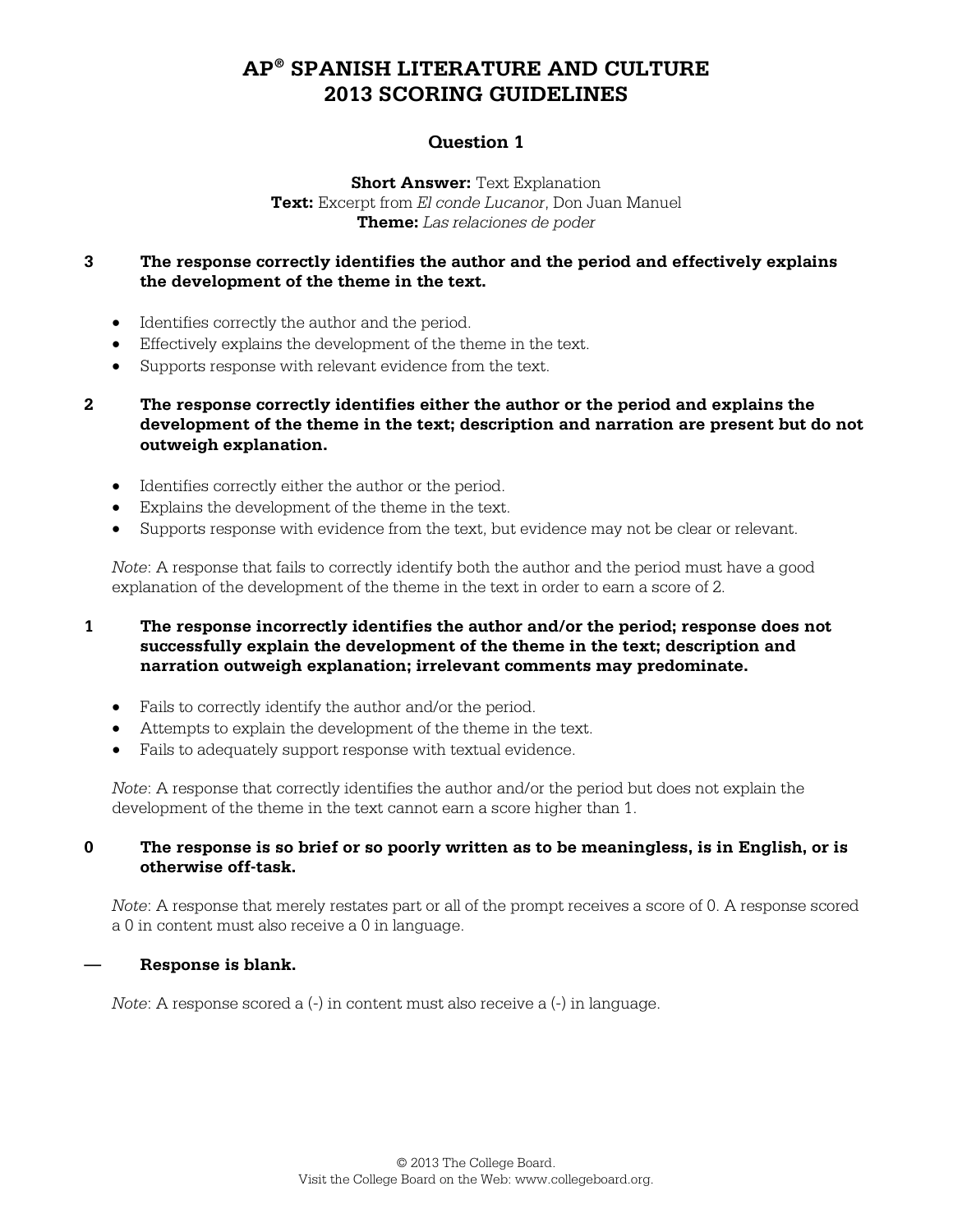# AP® SPANISH LITERATURE AND CULTURE 2013 SCORING GUIDELINES

## Question 1

**Short Answer:** Text Explanation
**Text:** Excerpt from *El conde Lucanor*, Don Juan Manuel
**Theme:** *Las relaciones de poder*

**3 The response correctly identifies the author and the period and effectively explains the development of the theme in the text.**

- Identifies correctly the author and the period.
- Effectively explains the development of the theme in the text.
- Supports response with relevant evidence from the text.

**2 The response correctly identifies either the author or the period and explains the development of the theme in the text; description and narration are present but do not outweigh explanation.**

- Identifies correctly either the author or the period.
- Explains the development of the theme in the text.
- Supports response with evidence from the text, but evidence may not be clear or relevant.

*Note*: A response that fails to correctly identify both the author and the period must have a good explanation of the development of the theme in the text in order to earn a score of 2.

**1 The response incorrectly identifies the author and/or the period; response does not successfully explain the development of the theme in the text; description and narration outweigh explanation; irrelevant comments may predominate.**

- Fails to correctly identify the author and/or the period.
- Attempts to explain the development of the theme in the text.
- Fails to adequately support response with textual evidence.

*Note*: A response that correctly identifies the author and/or the period but does not explain the development of the theme in the text cannot earn a score higher than 1.

**0 The response is so brief or so poorly written as to be meaningless, is in English, or is otherwise off-task.**

*Note*: A response that merely restates part or all of the prompt receives a score of 0. A response scored a 0 in content must also receive a 0 in language.

**— Response is blank.**

*Note*: A response scored a (-) in content must also receive a (-) in language.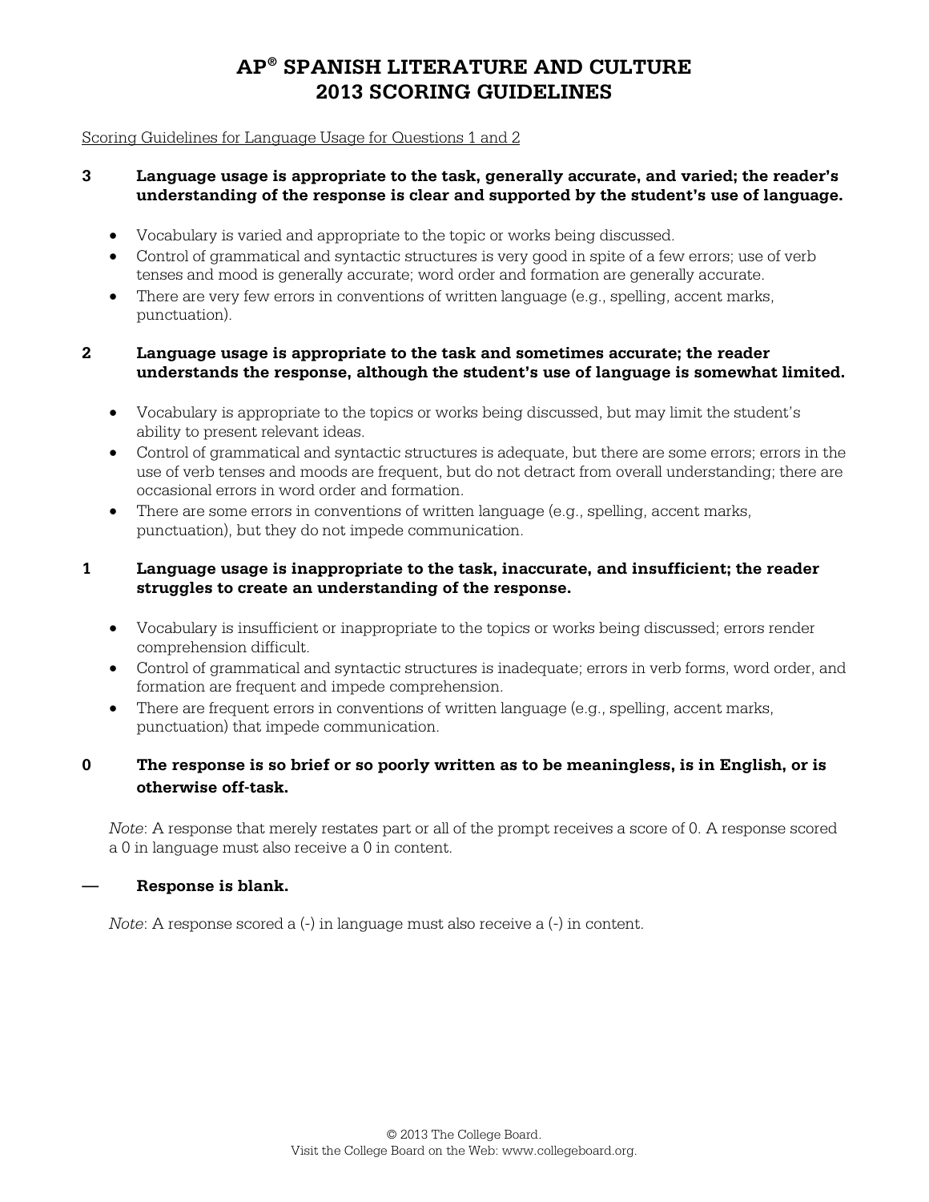# AP® SPANISH LITERATURE AND CULTURE 2013 SCORING GUIDELINES

Scoring Guidelines for Language Usage for Questions 1 and 2

**3 Language usage is appropriate to the task, generally accurate, and varied; the reader's understanding of the response is clear and supported by the student's use of language.**

- Vocabulary is varied and appropriate to the topic or works being discussed.
- Control of grammatical and syntactic structures is very good in spite of a few errors; use of verb tenses and mood is generally accurate; word order and formation are generally accurate.
- There are very few errors in conventions of written language (e.g., spelling, accent marks, punctuation).

**2 Language usage is appropriate to the task and sometimes accurate; the reader understands the response, although the student's use of language is somewhat limited.**

- Vocabulary is appropriate to the topics or works being discussed, but may limit the student's ability to present relevant ideas.
- Control of grammatical and syntactic structures is adequate, but there are some errors; errors in the use of verb tenses and moods are frequent, but do not detract from overall understanding; there are occasional errors in word order and formation.
- There are some errors in conventions of written language (e.g., spelling, accent marks, punctuation), but they do not impede communication.

**1 Language usage is inappropriate to the task, inaccurate, and insufficient; the reader struggles to create an understanding of the response.**

- Vocabulary is insufficient or inappropriate to the topics or works being discussed; errors render comprehension difficult.
- Control of grammatical and syntactic structures is inadequate; errors in verb forms, word order, and formation are frequent and impede comprehension.
- There are frequent errors in conventions of written language (e.g., spelling, accent marks, punctuation) that impede communication.

**0 The response is so brief or so poorly written as to be meaningless, is in English, or is otherwise off-task.**

*Note*: A response that merely restates part or all of the prompt receives a score of 0. A response scored a 0 in language must also receive a 0 in content.

**— Response is blank.**

*Note*: A response scored a (-) in language must also receive a (-) in content.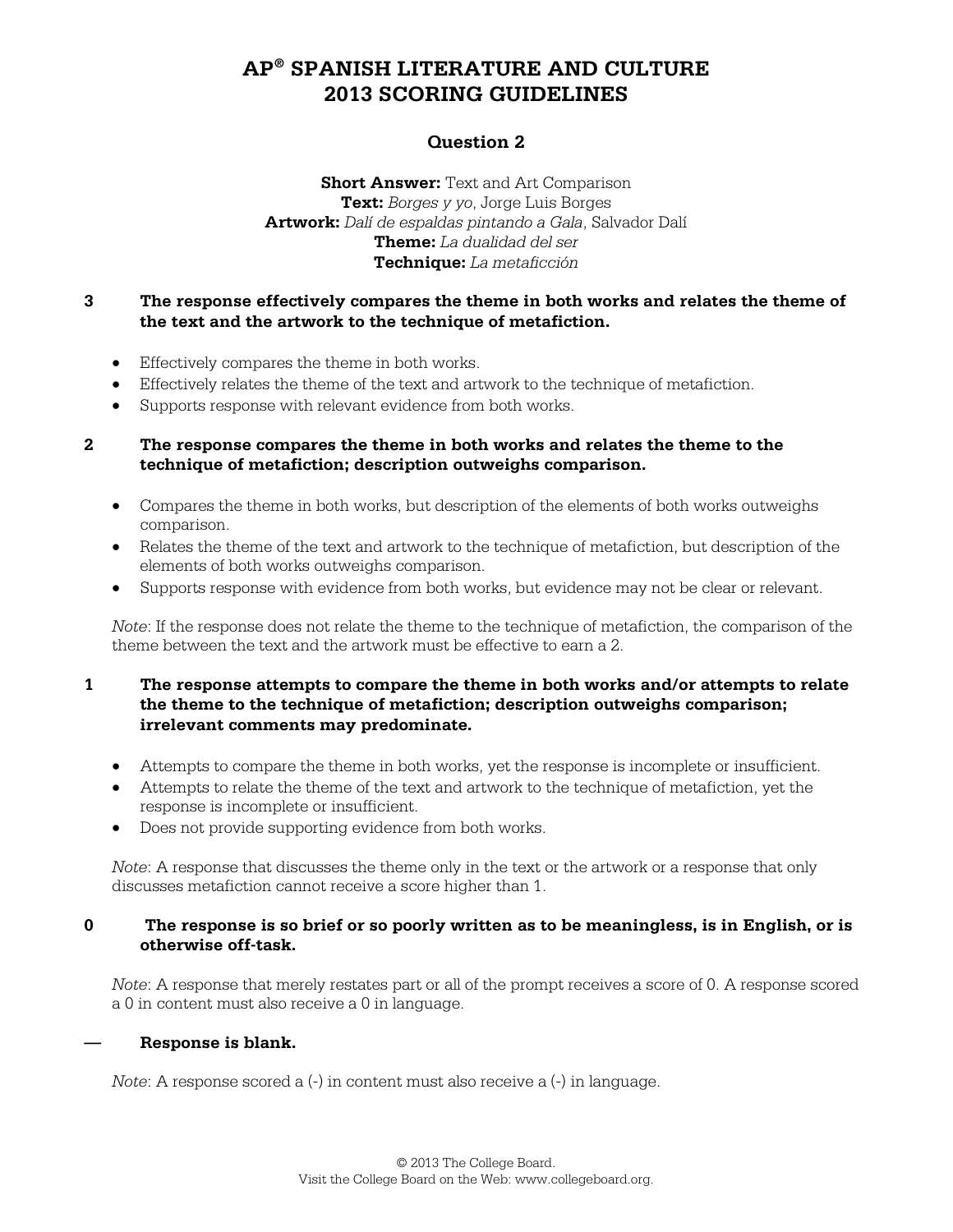# AP® SPANISH LITERATURE AND CULTURE 2013 SCORING GUIDELINES

## Question 2

**Short Answer:** Text and Art Comparison
**Text:** *Borges y yo*, Jorge Luis Borges
**Artwork:** *Dalí de espaldas pintando a Gala*, Salvador Dalí
**Theme:** *La dualidad del ser*
**Technique:** *La metaficción*

**3 The response effectively compares the theme in both works and relates the theme of the text and the artwork to the technique of metafiction.**

- Effectively compares the theme in both works.
- Effectively relates the theme of the text and artwork to the technique of metafiction.
- Supports response with relevant evidence from both works.

**2 The response compares the theme in both works and relates the theme to the technique of metafiction; description outweighs comparison.**

- Compares the theme in both works, but description of the elements of both works outweighs comparison.
- Relates the theme of the text and artwork to the technique of metafiction, but description of the elements of both works outweighs comparison.
- Supports response with evidence from both works, but evidence may not be clear or relevant.

*Note*: If the response does not relate the theme to the technique of metafiction, the comparison of the theme between the text and the artwork must be effective to earn a 2.

**1 The response attempts to compare the theme in both works and/or attempts to relate the theme to the technique of metafiction; description outweighs comparison; irrelevant comments may predominate.**

- Attempts to compare the theme in both works, yet the response is incomplete or insufficient.
- Attempts to relate the theme of the text and artwork to the technique of metafiction, yet the response is incomplete or insufficient.
- Does not provide supporting evidence from both works.

*Note*: A response that discusses the theme only in the text or the artwork or a response that only discusses metafiction cannot receive a score higher than 1.

**0 The response is so brief or so poorly written as to be meaningless, is in English, or is otherwise off-task.**

*Note*: A response that merely restates part or all of the prompt receives a score of 0. A response scored a 0 in content must also receive a 0 in language.

**— Response is blank.**

*Note*: A response scored a (-) in content must also receive a (-) in language.

© 2013 The College Board.
Visit the College Board on the Web: www.collegeboard.org.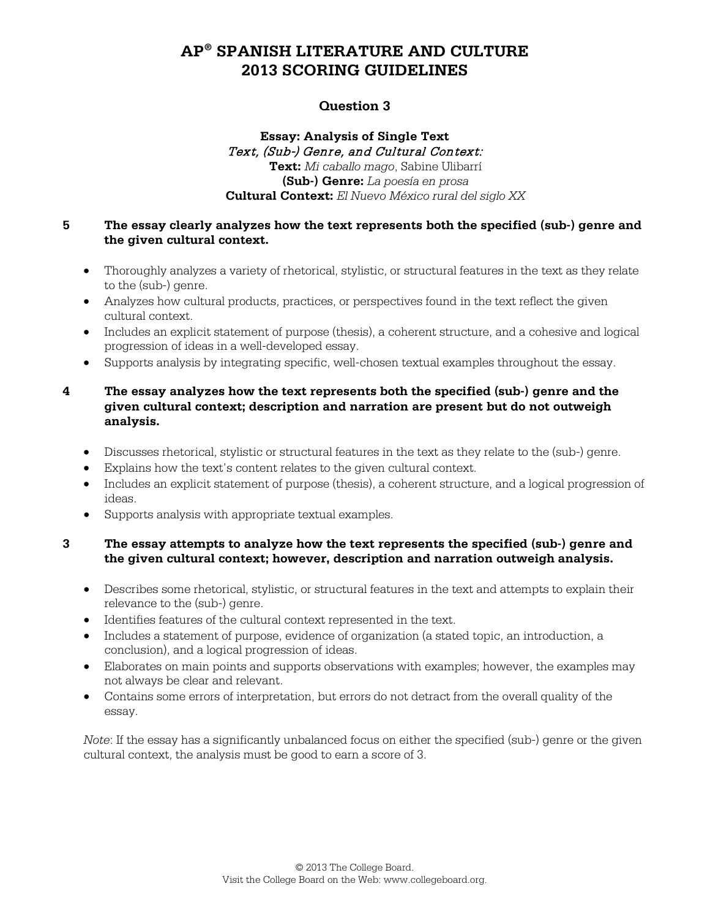# AP® SPANISH LITERATURE AND CULTURE 2013 SCORING GUIDELINES

## Question 3

**Essay: Analysis of Single Text**
*Text, (Sub-) Genre, and Cultural Context:*
**Text:** *Mi caballo mago*, Sabine Ulibarrí
**(Sub-) Genre:** *La poesía en prosa*
**Cultural Context:** *El Nuevo México rural del siglo XX*

**5 The essay clearly analyzes how the text represents both the specified (sub-) genre and the given cultural context.**

- Thoroughly analyzes a variety of rhetorical, stylistic, or structural features in the text as they relate to the (sub-) genre.
- Analyzes how cultural products, practices, or perspectives found in the text reflect the given cultural context.
- Includes an explicit statement of purpose (thesis), a coherent structure, and a cohesive and logical progression of ideas in a well-developed essay.
- Supports analysis by integrating specific, well-chosen textual examples throughout the essay.

**4 The essay analyzes how the text represents both the specified (sub-) genre and the given cultural context; description and narration are present but do not outweigh analysis.**

- Discusses rhetorical, stylistic or structural features in the text as they relate to the (sub-) genre.
- Explains how the text's content relates to the given cultural context.
- Includes an explicit statement of purpose (thesis), a coherent structure, and a logical progression of ideas.
- Supports analysis with appropriate textual examples.

**3 The essay attempts to analyze how the text represents the specified (sub-) genre and the given cultural context; however, description and narration outweigh analysis.**

- Describes some rhetorical, stylistic, or structural features in the text and attempts to explain their relevance to the (sub-) genre.
- Identifies features of the cultural context represented in the text.
- Includes a statement of purpose, evidence of organization (a stated topic, an introduction, a conclusion), and a logical progression of ideas.
- Elaborates on main points and supports observations with examples; however, the examples may not always be clear and relevant.
- Contains some errors of interpretation, but errors do not detract from the overall quality of the essay.

*Note*: If the essay has a significantly unbalanced focus on either the specified (sub-) genre or the given cultural context, the analysis must be good to earn a score of 3.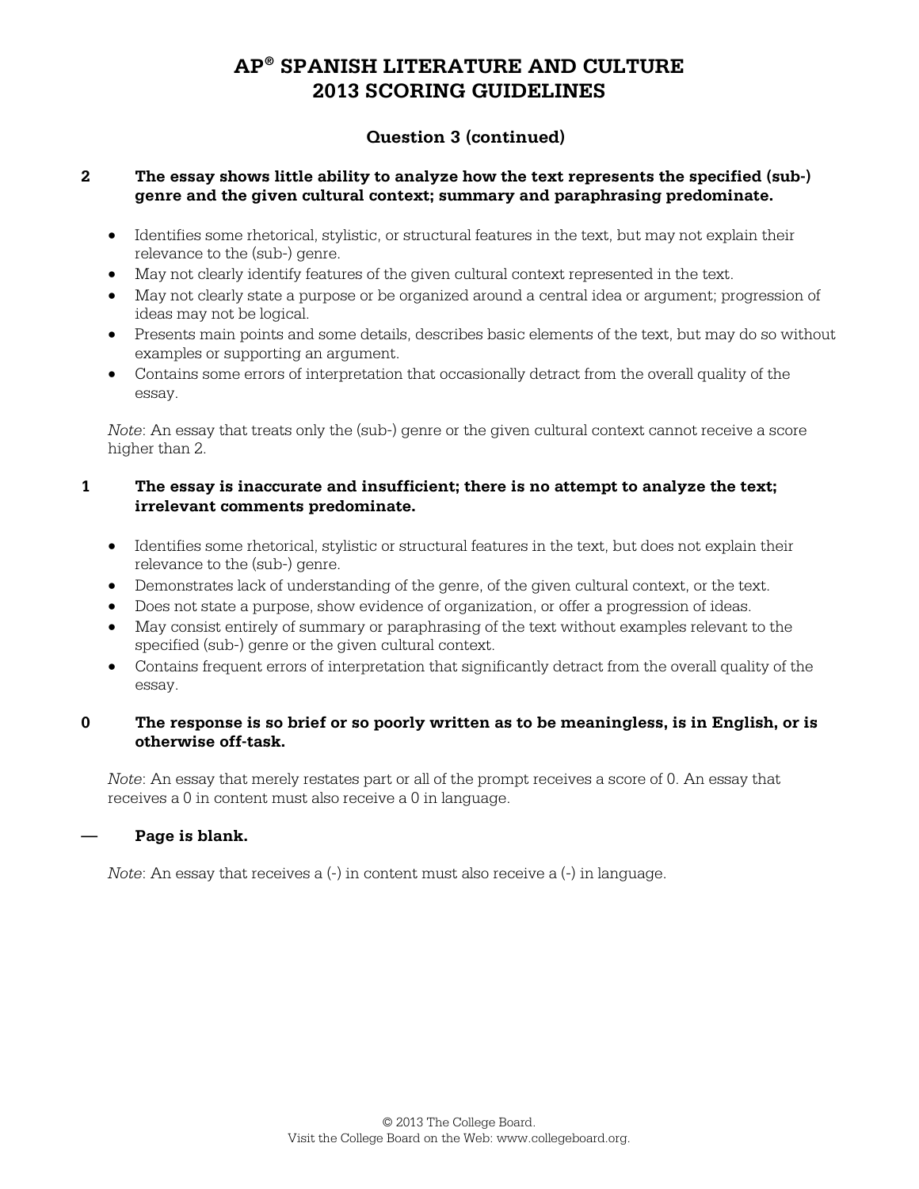# AP® SPANISH LITERATURE AND CULTURE 2013 SCORING GUIDELINES

## Question 3 (continued)

**2 The essay shows little ability to analyze how the text represents the specified (sub-) genre and the given cultural context; summary and paraphrasing predominate.**

- Identifies some rhetorical, stylistic, or structural features in the text, but may not explain their relevance to the (sub-) genre.
- May not clearly identify features of the given cultural context represented in the text.
- May not clearly state a purpose or be organized around a central idea or argument; progression of ideas may not be logical.
- Presents main points and some details, describes basic elements of the text, but may do so without examples or supporting an argument.
- Contains some errors of interpretation that occasionally detract from the overall quality of the essay.

*Note*: An essay that treats only the (sub-) genre or the given cultural context cannot receive a score higher than 2.

**1 The essay is inaccurate and insufficient; there is no attempt to analyze the text; irrelevant comments predominate.**

- Identifies some rhetorical, stylistic or structural features in the text, but does not explain their relevance to the (sub-) genre.
- Demonstrates lack of understanding of the genre, of the given cultural context, or the text.
- Does not state a purpose, show evidence of organization, or offer a progression of ideas.
- May consist entirely of summary or paraphrasing of the text without examples relevant to the specified (sub-) genre or the given cultural context.
- Contains frequent errors of interpretation that significantly detract from the overall quality of the essay.

**0 The response is so brief or so poorly written as to be meaningless, is in English, or is otherwise off-task.**

*Note*: An essay that merely restates part or all of the prompt receives a score of 0. An essay that receives a 0 in content must also receive a 0 in language.

**— Page is blank.**

*Note*: An essay that receives a (-) in content must also receive a (-) in language.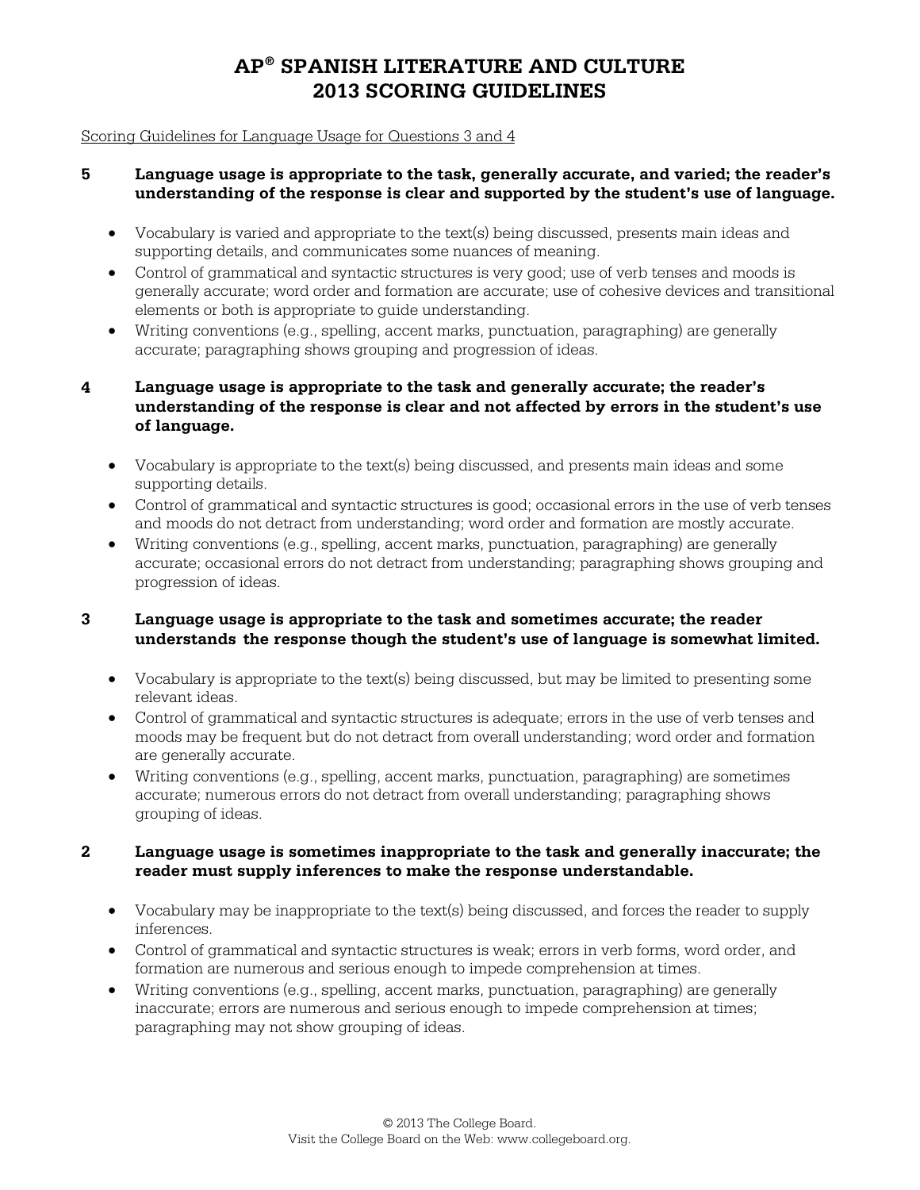# AP® SPANISH LITERATURE AND CULTURE 2013 SCORING GUIDELINES

Scoring Guidelines for Language Usage for Questions 3 and 4

**5 Language usage is appropriate to the task, generally accurate, and varied; the reader's understanding of the response is clear and supported by the student's use of language.**

- Vocabulary is varied and appropriate to the text(s) being discussed, presents main ideas and supporting details, and communicates some nuances of meaning.
- Control of grammatical and syntactic structures is very good; use of verb tenses and moods is generally accurate; word order and formation are accurate; use of cohesive devices and transitional elements or both is appropriate to guide understanding.
- Writing conventions (e.g., spelling, accent marks, punctuation, paragraphing) are generally accurate; paragraphing shows grouping and progression of ideas.

**4 Language usage is appropriate to the task and generally accurate; the reader's understanding of the response is clear and not affected by errors in the student's use of language.**

- Vocabulary is appropriate to the text(s) being discussed, and presents main ideas and some supporting details.
- Control of grammatical and syntactic structures is good; occasional errors in the use of verb tenses and moods do not detract from understanding; word order and formation are mostly accurate.
- Writing conventions (e.g., spelling, accent marks, punctuation, paragraphing) are generally accurate; occasional errors do not detract from understanding; paragraphing shows grouping and progression of ideas.

**3 Language usage is appropriate to the task and sometimes accurate; the reader understands the response though the student's use of language is somewhat limited.**

- Vocabulary is appropriate to the text(s) being discussed, but may be limited to presenting some relevant ideas.
- Control of grammatical and syntactic structures is adequate; errors in the use of verb tenses and moods may be frequent but do not detract from overall understanding; word order and formation are generally accurate.
- Writing conventions (e.g., spelling, accent marks, punctuation, paragraphing) are sometimes accurate; numerous errors do not detract from overall understanding; paragraphing shows grouping of ideas.

**2 Language usage is sometimes inappropriate to the task and generally inaccurate; the reader must supply inferences to make the response understandable.**

- Vocabulary may be inappropriate to the text(s) being discussed, and forces the reader to supply inferences.
- Control of grammatical and syntactic structures is weak; errors in verb forms, word order, and formation are numerous and serious enough to impede comprehension at times.
- Writing conventions (e.g., spelling, accent marks, punctuation, paragraphing) are generally inaccurate; errors are numerous and serious enough to impede comprehension at times; paragraphing may not show grouping of ideas.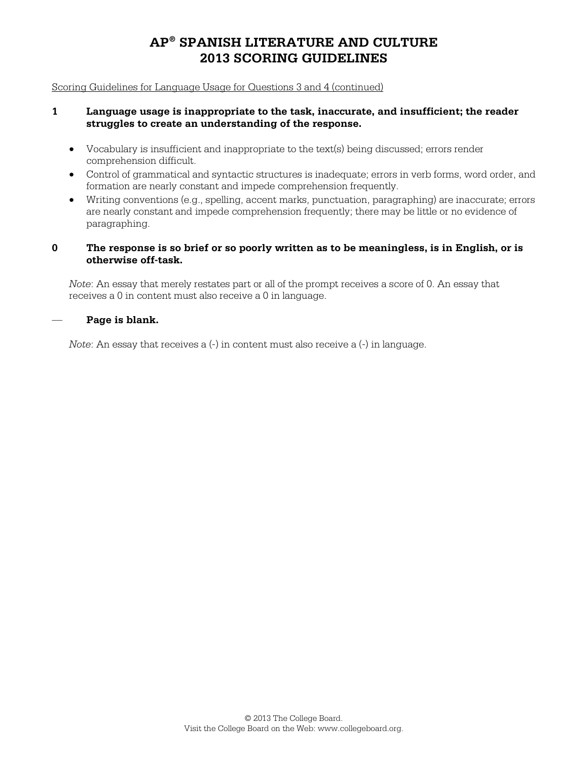# AP® SPANISH LITERATURE AND CULTURE
# 2013 SCORING GUIDELINES

Scoring Guidelines for Language Usage for Questions 3 and 4 (continued)

**1 Language usage is inappropriate to the task, inaccurate, and insufficient; the reader struggles to create an understanding of the response.**

- Vocabulary is insufficient and inappropriate to the text(s) being discussed; errors render comprehension difficult.
- Control of grammatical and syntactic structures is inadequate; errors in verb forms, word order, and formation are nearly constant and impede comprehension frequently.
- Writing conventions (e.g., spelling, accent marks, punctuation, paragraphing) are inaccurate; errors are nearly constant and impede comprehension frequently; there may be little or no evidence of paragraphing.

**0 The response is so brief or so poorly written as to be meaningless, is in English, or is otherwise off-task.**

*Note*: An essay that merely restates part or all of the prompt receives a score of 0. An essay that receives a 0 in content must also receive a 0 in language.

**— Page is blank.**

*Note*: An essay that receives a (-) in content must also receive a (-) in language.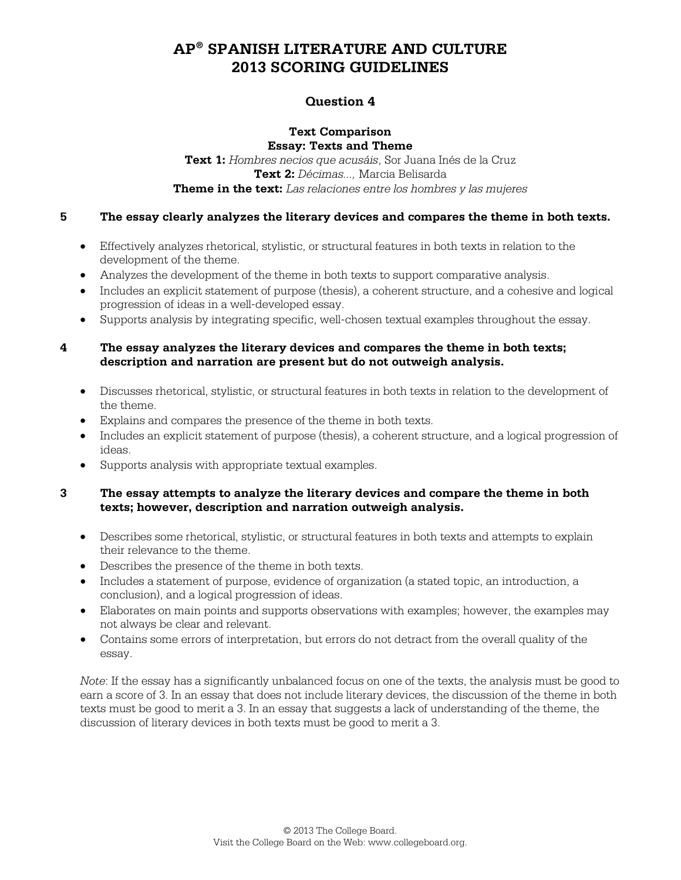# AP® SPANISH LITERATURE AND CULTURE 2013 SCORING GUIDELINES

## Question 4

**Text Comparison**
**Essay: Texts and Theme**
**Text 1:** *Hombres necios que acusáis*, Sor Juana Inés de la Cruz
**Text 2:** *Décimas...,* Marcia Belisarda
**Theme in the text:** *Las relaciones entre los hombres y las mujeres*

**5 The essay clearly analyzes the literary devices and compares the theme in both texts.**

- Effectively analyzes rhetorical, stylistic, or structural features in both texts in relation to the development of the theme.
- Analyzes the development of the theme in both texts to support comparative analysis.
- Includes an explicit statement of purpose (thesis), a coherent structure, and a cohesive and logical progression of ideas in a well-developed essay.
- Supports analysis by integrating specific, well-chosen textual examples throughout the essay.

**4 The essay analyzes the literary devices and compares the theme in both texts; description and narration are present but do not outweigh analysis.**

- Discusses rhetorical, stylistic, or structural features in both texts in relation to the development of the theme.
- Explains and compares the presence of the theme in both texts.
- Includes an explicit statement of purpose (thesis), a coherent structure, and a logical progression of ideas.
- Supports analysis with appropriate textual examples.

**3 The essay attempts to analyze the literary devices and compare the theme in both texts; however, description and narration outweigh analysis.**

- Describes some rhetorical, stylistic, or structural features in both texts and attempts to explain their relevance to the theme.
- Describes the presence of the theme in both texts.
- Includes a statement of purpose, evidence of organization (a stated topic, an introduction, a conclusion), and a logical progression of ideas.
- Elaborates on main points and supports observations with examples; however, the examples may not always be clear and relevant.
- Contains some errors of interpretation, but errors do not detract from the overall quality of the essay.

*Note*: If the essay has a significantly unbalanced focus on one of the texts, the analysis must be good to earn a score of 3. In an essay that does not include literary devices, the discussion of the theme in both texts must be good to merit a 3. In an essay that suggests a lack of understanding of the theme, the discussion of literary devices in both texts must be good to merit a 3.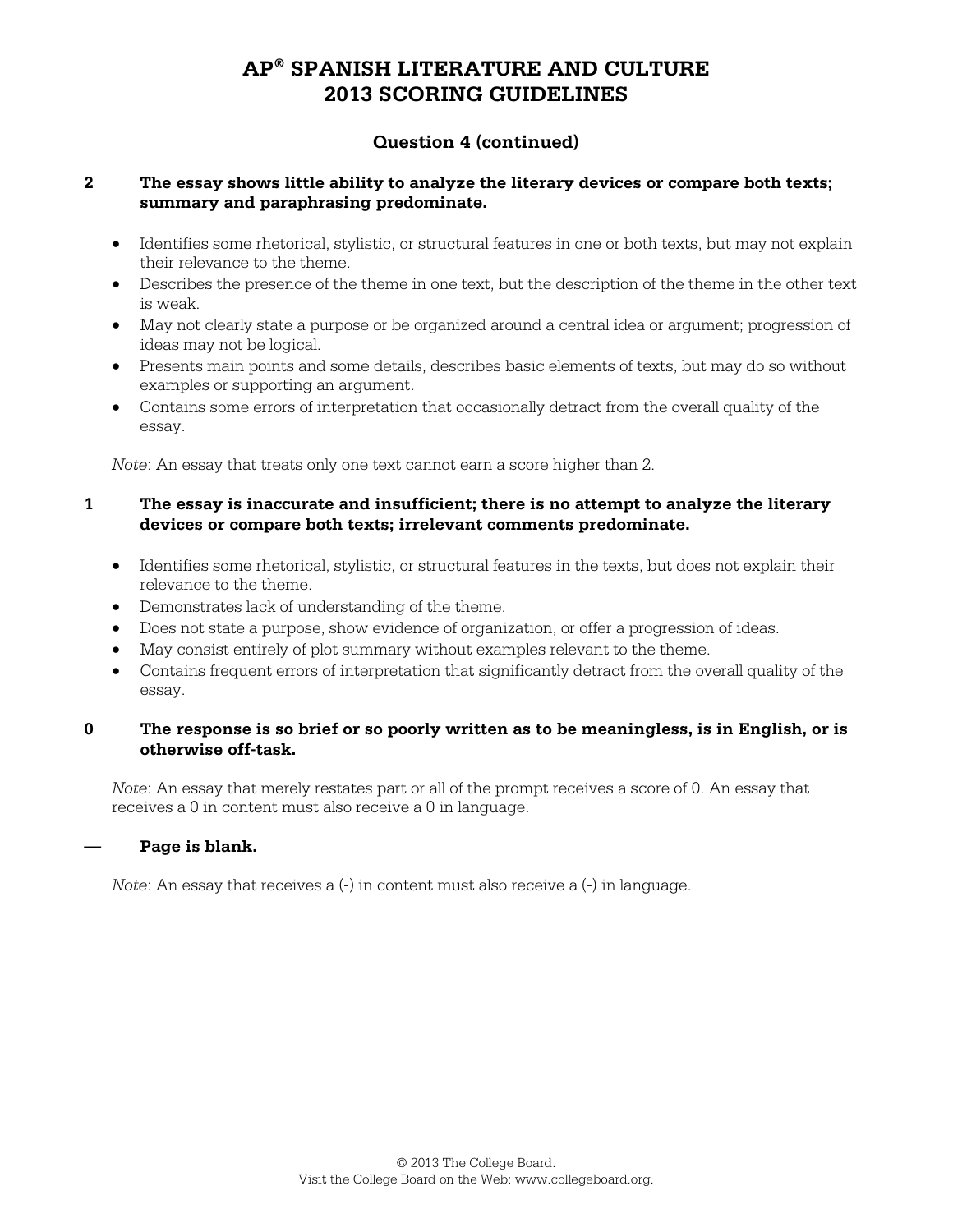# AP® SPANISH LITERATURE AND CULTURE 2013 SCORING GUIDELINES

## Question 4 (continued)

**2 The essay shows little ability to analyze the literary devices or compare both texts; summary and paraphrasing predominate.**

- Identifies some rhetorical, stylistic, or structural features in one or both texts, but may not explain their relevance to the theme.
- Describes the presence of the theme in one text, but the description of the theme in the other text is weak.
- May not clearly state a purpose or be organized around a central idea or argument; progression of ideas may not be logical.
- Presents main points and some details, describes basic elements of texts, but may do so without examples or supporting an argument.
- Contains some errors of interpretation that occasionally detract from the overall quality of the essay.

*Note*: An essay that treats only one text cannot earn a score higher than 2.

**1 The essay is inaccurate and insufficient; there is no attempt to analyze the literary devices or compare both texts; irrelevant comments predominate.**

- Identifies some rhetorical, stylistic, or structural features in the texts, but does not explain their relevance to the theme.
- Demonstrates lack of understanding of the theme.
- Does not state a purpose, show evidence of organization, or offer a progression of ideas.
- May consist entirely of plot summary without examples relevant to the theme.
- Contains frequent errors of interpretation that significantly detract from the overall quality of the essay.

**0 The response is so brief or so poorly written as to be meaningless, is in English, or is otherwise off-task.**

*Note*: An essay that merely restates part or all of the prompt receives a score of 0. An essay that receives a 0 in content must also receive a 0 in language.

**— Page is blank.**

*Note*: An essay that receives a (-) in content must also receive a (-) in language.

© 2013 The College Board.
Visit the College Board on the Web: www.collegeboard.org.